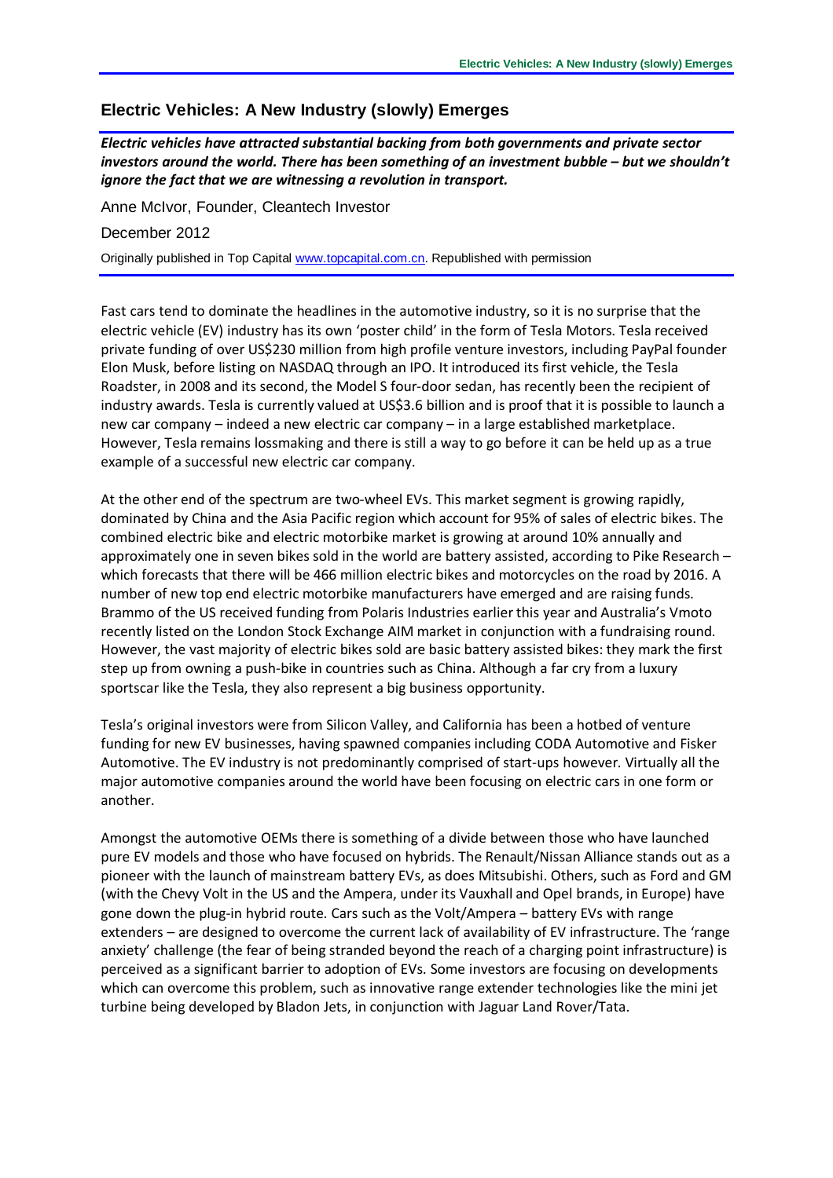# Electric Vehicles: A New Industry (slowly) Emerges

***Electric vehicles have attracted substantial backing from both governments and private sector investors around the world. There has been something of an investment bubble – but we shouldn't ignore the fact that we are witnessing a revolution in transport.***

Anne McIvor, Founder, Cleantech Investor

December 2012

Originally published in Top Capital www.topcapital.com.cn. Republished with permission

Fast cars tend to dominate the headlines in the automotive industry, so it is no surprise that the electric vehicle (EV) industry has its own 'poster child' in the form of Tesla Motors. Tesla received private funding of over US$230 million from high profile venture investors, including PayPal founder Elon Musk, before listing on NASDAQ through an IPO. It introduced its first vehicle, the Tesla Roadster, in 2008 and its second, the Model S four-door sedan, has recently been the recipient of industry awards. Tesla is currently valued at US$3.6 billion and is proof that it is possible to launch a new car company – indeed a new electric car company – in a large established marketplace. However, Tesla remains lossmaking and there is still a way to go before it can be held up as a true example of a successful new electric car company.

At the other end of the spectrum are two-wheel EVs. This market segment is growing rapidly, dominated by China and the Asia Pacific region which account for 95% of sales of electric bikes. The combined electric bike and electric motorbike market is growing at around 10% annually and approximately one in seven bikes sold in the world are battery assisted, according to Pike Research – which forecasts that there will be 466 million electric bikes and motorcycles on the road by 2016. A number of new top end electric motorbike manufacturers have emerged and are raising funds. Brammo of the US received funding from Polaris Industries earlier this year and Australia's Vmoto recently listed on the London Stock Exchange AIM market in conjunction with a fundraising round. However, the vast majority of electric bikes sold are basic battery assisted bikes: they mark the first step up from owning a push-bike in countries such as China. Although a far cry from a luxury sportscar like the Tesla, they also represent a big business opportunity.

Tesla's original investors were from Silicon Valley, and California has been a hotbed of venture funding for new EV businesses, having spawned companies including CODA Automotive and Fisker Automotive. The EV industry is not predominantly comprised of start-ups however. Virtually all the major automotive companies around the world have been focusing on electric cars in one form or another.

Amongst the automotive OEMs there is something of a divide between those who have launched pure EV models and those who have focused on hybrids. The Renault/Nissan Alliance stands out as a pioneer with the launch of mainstream battery EVs, as does Mitsubishi. Others, such as Ford and GM (with the Chevy Volt in the US and the Ampera, under its Vauxhall and Opel brands, in Europe) have gone down the plug-in hybrid route. Cars such as the Volt/Ampera – battery EVs with range extenders – are designed to overcome the current lack of availability of EV infrastructure. The 'range anxiety' challenge (the fear of being stranded beyond the reach of a charging point infrastructure) is perceived as a significant barrier to adoption of EVs. Some investors are focusing on developments which can overcome this problem, such as innovative range extender technologies like the mini jet turbine being developed by Bladon Jets, in conjunction with Jaguar Land Rover/Tata.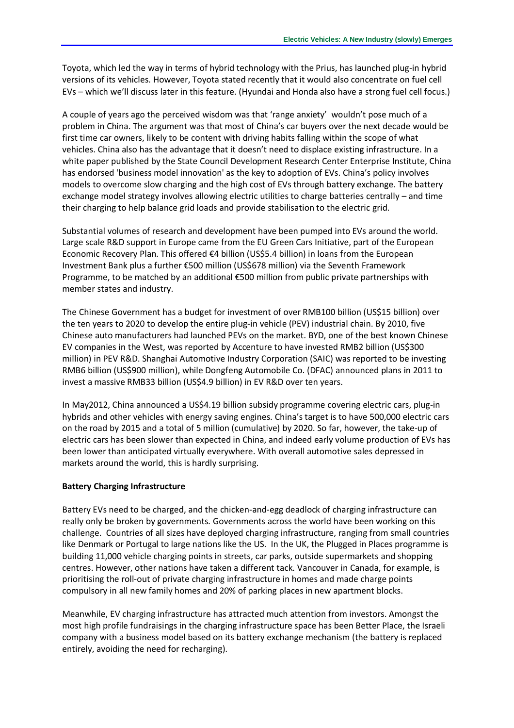Toyota, which led the way in terms of hybrid technology with the Prius, has launched plug-in hybrid versions of its vehicles. However, Toyota stated recently that it would also concentrate on fuel cell EVs – which we'll discuss later in this feature. (Hyundai and Honda also have a strong fuel cell focus.)

A couple of years ago the perceived wisdom was that 'range anxiety' wouldn't pose much of a problem in China. The argument was that most of China's car buyers over the next decade would be first time car owners, likely to be content with driving habits falling within the scope of what vehicles. China also has the advantage that it doesn't need to displace existing infrastructure. In a white paper published by the State Council Development Research Center Enterprise Institute, China has endorsed 'business model innovation' as the key to adoption of EVs. China's policy involves models to overcome slow charging and the high cost of EVs through battery exchange. The battery exchange model strategy involves allowing electric utilities to charge batteries centrally – and time their charging to help balance grid loads and provide stabilisation to the electric grid.

Substantial volumes of research and development have been pumped into EVs around the world. Large scale R&D support in Europe came from the EU Green Cars Initiative, part of the European Economic Recovery Plan. This offered €4 billion (US$5.4 billion) in loans from the European Investment Bank plus a further €500 million (US$678 million) via the Seventh Framework Programme, to be matched by an additional €500 million from public private partnerships with member states and industry.

The Chinese Government has a budget for investment of over RMB100 billion (US$15 billion) over the ten years to 2020 to develop the entire plug-in vehicle (PEV) industrial chain. By 2010, five Chinese auto manufacturers had launched PEVs on the market. BYD, one of the best known Chinese EV companies in the West, was reported by Accenture to have invested RMB2 billion (US$300 million) in PEV R&D. Shanghai Automotive Industry Corporation (SAIC) was reported to be investing RMB6 billion (US$900 million), while Dongfeng Automobile Co. (DFAC) announced plans in 2011 to invest a massive RMB33 billion (US$4.9 billion) in EV R&D over ten years.

In May2012, China announced a US$4.19 billion subsidy programme covering electric cars, plug-in hybrids and other vehicles with energy saving engines. China's target is to have 500,000 electric cars on the road by 2015 and a total of 5 million (cumulative) by 2020. So far, however, the take-up of electric cars has been slower than expected in China, and indeed early volume production of EVs has been lower than anticipated virtually everywhere. With overall automotive sales depressed in markets around the world, this is hardly surprising.

**Battery Charging Infrastructure**

Battery EVs need to be charged, and the chicken-and-egg deadlock of charging infrastructure can really only be broken by governments. Governments across the world have been working on this challenge. Countries of all sizes have deployed charging infrastructure, ranging from small countries like Denmark or Portugal to large nations like the US. In the UK, the Plugged in Places programme is building 11,000 vehicle charging points in streets, car parks, outside supermarkets and shopping centres. However, other nations have taken a different tack. Vancouver in Canada, for example, is prioritising the roll-out of private charging infrastructure in homes and made charge points compulsory in all new family homes and 20% of parking places in new apartment blocks.

Meanwhile, EV charging infrastructure has attracted much attention from investors. Amongst the most high profile fundraisings in the charging infrastructure space has been Better Place, the Israeli company with a business model based on its battery exchange mechanism (the battery is replaced entirely, avoiding the need for recharging).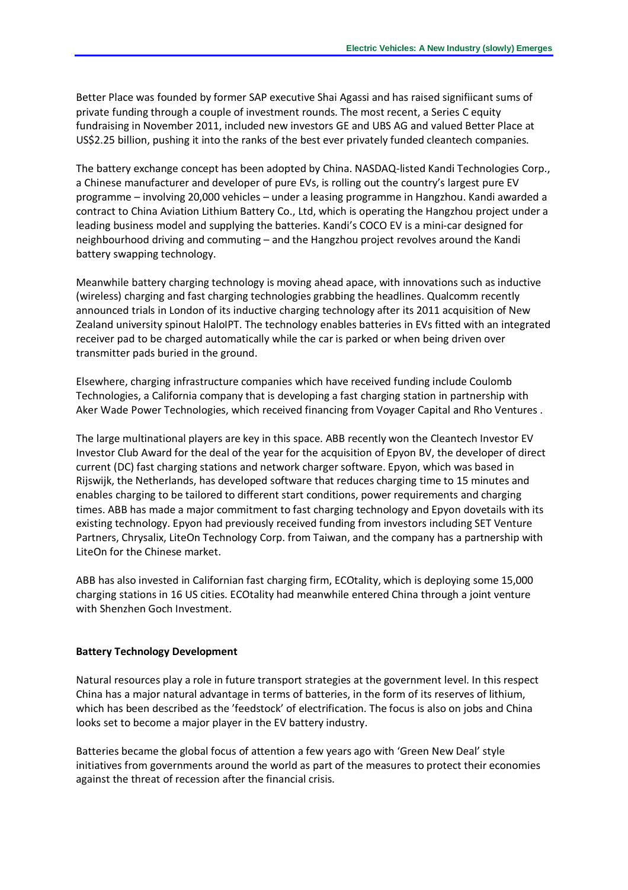Better Place was founded by former SAP executive Shai Agassi and has raised signifiicant sums of private funding through a couple of investment rounds. The most recent, a Series C equity fundraising in November 2011, included new investors GE and UBS AG and valued Better Place at US$2.25 billion, pushing it into the ranks of the best ever privately funded cleantech companies.

The battery exchange concept has been adopted by China. NASDAQ-listed Kandi Technologies Corp., a Chinese manufacturer and developer of pure EVs, is rolling out the country's largest pure EV programme – involving 20,000 vehicles – under a leasing programme in Hangzhou. Kandi awarded a contract to China Aviation Lithium Battery Co., Ltd, which is operating the Hangzhou project under a leading business model and supplying the batteries. Kandi's COCO EV is a mini-car designed for neighbourhood driving and commuting – and the Hangzhou project revolves around the Kandi battery swapping technology.

Meanwhile battery charging technology is moving ahead apace, with innovations such as inductive (wireless) charging and fast charging technologies grabbing the headlines. Qualcomm recently announced trials in London of its inductive charging technology after its 2011 acquisition of New Zealand university spinout HaloIPT. The technology enables batteries in EVs fitted with an integrated receiver pad to be charged automatically while the car is parked or when being driven over transmitter pads buried in the ground.

Elsewhere, charging infrastructure companies which have received funding include Coulomb Technologies, a California company that is developing a fast charging station in partnership with Aker Wade Power Technologies, which received financing from Voyager Capital and Rho Ventures .

The large multinational players are key in this space. ABB recently won the Cleantech Investor EV Investor Club Award for the deal of the year for the acquisition of Epyon BV, the developer of direct current (DC) fast charging stations and network charger software. Epyon, which was based in Rijswijk, the Netherlands, has developed software that reduces charging time to 15 minutes and enables charging to be tailored to different start conditions, power requirements and charging times. ABB has made a major commitment to fast charging technology and Epyon dovetails with its existing technology. Epyon had previously received funding from investors including SET Venture Partners, Chrysalix, LiteOn Technology Corp. from Taiwan, and the company has a partnership with LiteOn for the Chinese market.

ABB has also invested in Californian fast charging firm, ECOtality, which is deploying some 15,000 charging stations in 16 US cities. ECOtality had meanwhile entered China through a joint venture with Shenzhen Goch Investment.

**Battery Technology Development**

Natural resources play a role in future transport strategies at the government level. In this respect China has a major natural advantage in terms of batteries, in the form of its reserves of lithium, which has been described as the 'feedstock' of electrification. The focus is also on jobs and China looks set to become a major player in the EV battery industry.

Batteries became the global focus of attention a few years ago with 'Green New Deal' style initiatives from governments around the world as part of the measures to protect their economies against the threat of recession after the financial crisis.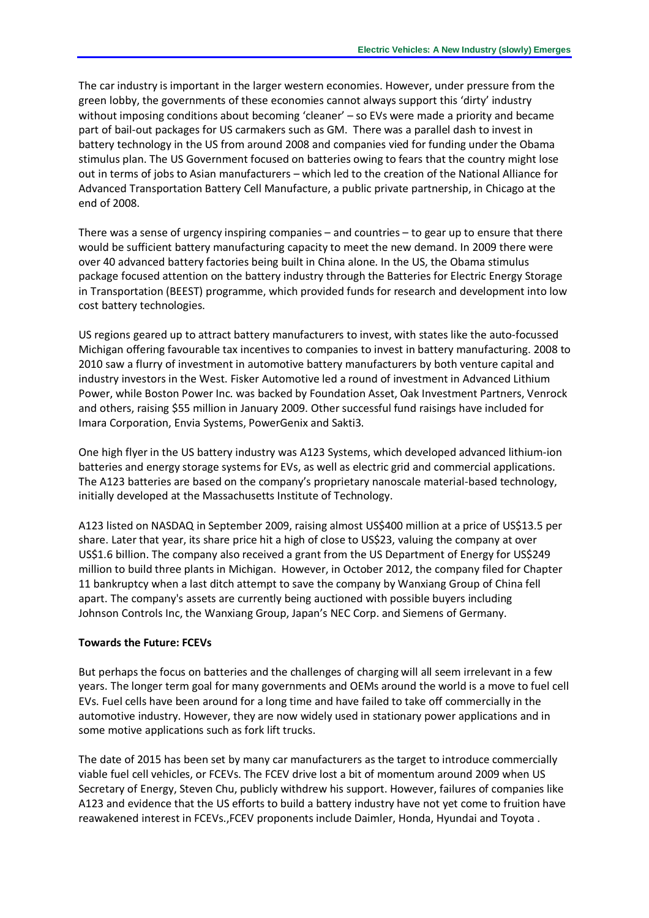The car industry is important in the larger western economies. However, under pressure from the green lobby, the governments of these economies cannot always support this 'dirty' industry without imposing conditions about becoming 'cleaner' – so EVs were made a priority and became part of bail-out packages for US carmakers such as GM. There was a parallel dash to invest in battery technology in the US from around 2008 and companies vied for funding under the Obama stimulus plan. The US Government focused on batteries owing to fears that the country might lose out in terms of jobs to Asian manufacturers – which led to the creation of the National Alliance for Advanced Transportation Battery Cell Manufacture, a public private partnership, in Chicago at the end of 2008.

There was a sense of urgency inspiring companies – and countries – to gear up to ensure that there would be sufficient battery manufacturing capacity to meet the new demand. In 2009 there were over 40 advanced battery factories being built in China alone. In the US, the Obama stimulus package focused attention on the battery industry through the Batteries for Electric Energy Storage in Transportation (BEEST) programme, which provided funds for research and development into low cost battery technologies.

US regions geared up to attract battery manufacturers to invest, with states like the auto-focussed Michigan offering favourable tax incentives to companies to invest in battery manufacturing. 2008 to 2010 saw a flurry of investment in automotive battery manufacturers by both venture capital and industry investors in the West. Fisker Automotive led a round of investment in Advanced Lithium Power, while Boston Power Inc. was backed by Foundation Asset, Oak Investment Partners, Venrock and others, raising $55 million in January 2009. Other successful fund raisings have included for Imara Corporation, Envia Systems, PowerGenix and Sakti3.

One high flyer in the US battery industry was A123 Systems, which developed advanced lithium-ion batteries and energy storage systems for EVs, as well as electric grid and commercial applications. The A123 batteries are based on the company's proprietary nanoscale material-based technology, initially developed at the Massachusetts Institute of Technology.

A123 listed on NASDAQ in September 2009, raising almost US$400 million at a price of US$13.5 per share. Later that year, its share price hit a high of close to US$23, valuing the company at over US$1.6 billion. The company also received a grant from the US Department of Energy for US$249 million to build three plants in Michigan. However, in October 2012, the company filed for Chapter 11 bankruptcy when a last ditch attempt to save the company by Wanxiang Group of China fell apart. The company's assets are currently being auctioned with possible buyers including Johnson Controls Inc, the Wanxiang Group, Japan's NEC Corp. and Siemens of Germany.

**Towards the Future: FCEVs**

But perhaps the focus on batteries and the challenges of charging will all seem irrelevant in a few years. The longer term goal for many governments and OEMs around the world is a move to fuel cell EVs. Fuel cells have been around for a long time and have failed to take off commercially in the automotive industry. However, they are now widely used in stationary power applications and in some motive applications such as fork lift trucks.

The date of 2015 has been set by many car manufacturers as the target to introduce commercially viable fuel cell vehicles, or FCEVs. The FCEV drive lost a bit of momentum around 2009 when US Secretary of Energy, Steven Chu, publicly withdrew his support. However, failures of companies like A123 and evidence that the US efforts to build a battery industry have not yet come to fruition have reawakened interest in FCEVs.,FCEV proponents include Daimler, Honda, Hyundai and Toyota .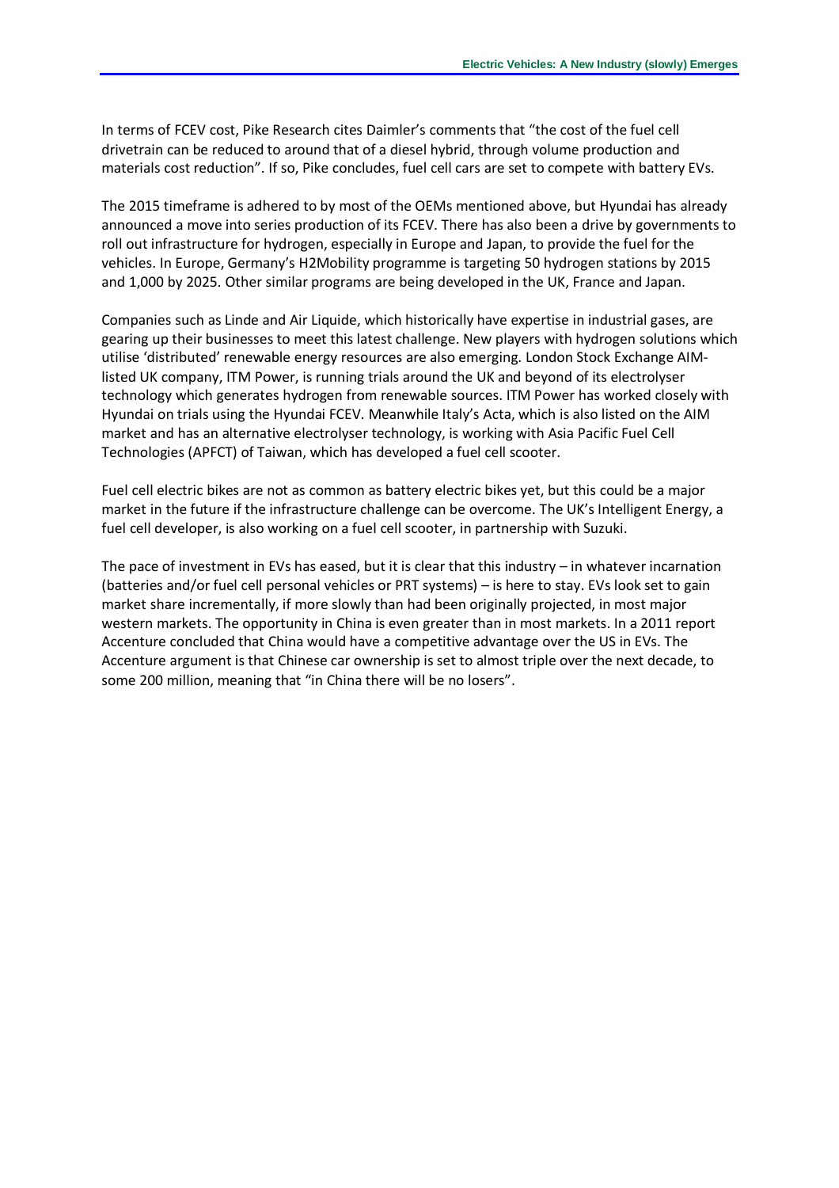In terms of FCEV cost, Pike Research cites Daimler's comments that "the cost of the fuel cell drivetrain can be reduced to around that of a diesel hybrid, through volume production and materials cost reduction". If so, Pike concludes, fuel cell cars are set to compete with battery EVs.

The 2015 timeframe is adhered to by most of the OEMs mentioned above, but Hyundai has already announced a move into series production of its FCEV. There has also been a drive by governments to roll out infrastructure for hydrogen, especially in Europe and Japan, to provide the fuel for the vehicles. In Europe, Germany's H2Mobility programme is targeting 50 hydrogen stations by 2015 and 1,000 by 2025. Other similar programs are being developed in the UK, France and Japan.

Companies such as Linde and Air Liquide, which historically have expertise in industrial gases, are gearing up their businesses to meet this latest challenge. New players with hydrogen solutions which utilise 'distributed' renewable energy resources are also emerging. London Stock Exchange AIM-listed UK company, ITM Power, is running trials around the UK and beyond of its electrolyser technology which generates hydrogen from renewable sources. ITM Power has worked closely with Hyundai on trials using the Hyundai FCEV. Meanwhile Italy's Acta, which is also listed on the AIM market and has an alternative electrolyser technology, is working with Asia Pacific Fuel Cell Technologies (APFCT) of Taiwan, which has developed a fuel cell scooter.

Fuel cell electric bikes are not as common as battery electric bikes yet, but this could be a major market in the future if the infrastructure challenge can be overcome. The UK's Intelligent Energy, a fuel cell developer, is also working on a fuel cell scooter, in partnership with Suzuki.

The pace of investment in EVs has eased, but it is clear that this industry – in whatever incarnation (batteries and/or fuel cell personal vehicles or PRT systems) – is here to stay. EVs look set to gain market share incrementally, if more slowly than had been originally projected, in most major western markets. The opportunity in China is even greater than in most markets. In a 2011 report Accenture concluded that China would have a competitive advantage over the US in EVs. The Accenture argument is that Chinese car ownership is set to almost triple over the next decade, to some 200 million, meaning that "in China there will be no losers".